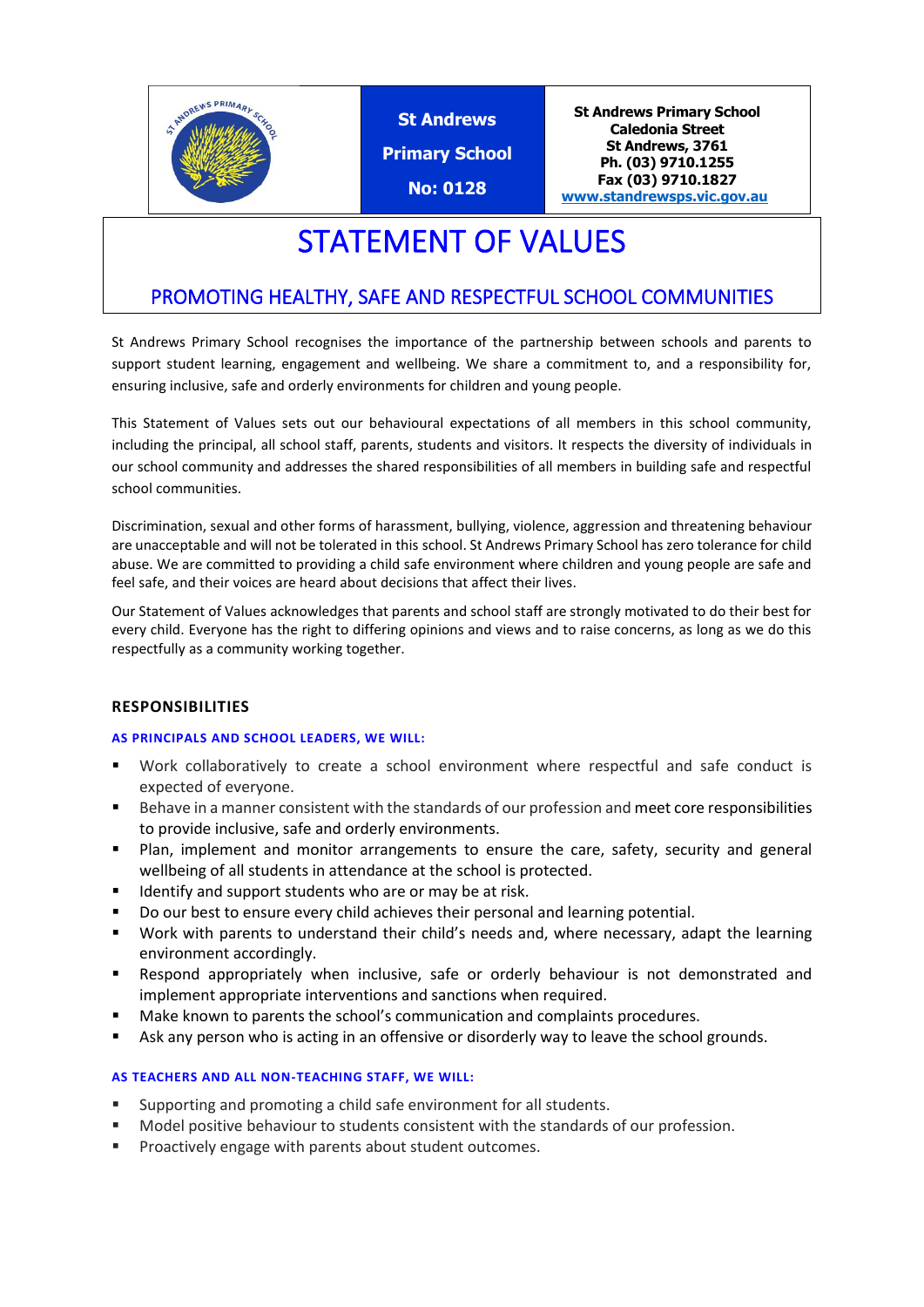| | St Andrews Primary School No: 0128 | St Andrews Primary School Caledonia Street St Andrews, 3761 Ph. (03) 9710.1255 Fax (03) 9710.1827 www.standrewsps.vic.gov.au |
|---|---|---|

# STATEMENT OF VALUES

## PROMOTING HEALTHY, SAFE AND RESPECTFUL SCHOOL COMMUNITIES

St Andrews Primary School recognises the importance of the partnership between schools and parents to support student learning, engagement and wellbeing. We share a commitment to, and a responsibility for, ensuring inclusive, safe and orderly environments for children and young people.

This Statement of Values sets out our behavioural expectations of all members in this school community, including the principal, all school staff, parents, students and visitors. It respects the diversity of individuals in our school community and addresses the shared responsibilities of all members in building safe and respectful school communities.

Discrimination, sexual and other forms of harassment, bullying, violence, aggression and threatening behaviour are unacceptable and will not be tolerated in this school. St Andrews Primary School has zero tolerance for child abuse. We are committed to providing a child safe environment where children and young people are safe and feel safe, and their voices are heard about decisions that affect their lives.

Our Statement of Values acknowledges that parents and school staff are strongly motivated to do their best for every child. Everyone has the right to differing opinions and views and to raise concerns, as long as we do this respectfully as a community working together.

### RESPONSIBILITIES

#### AS PRINCIPALS AND SCHOOL LEADERS, WE WILL:

- Work collaboratively to create a school environment where respectful and safe conduct is expected of everyone.
- Behave in a manner consistent with the standards of our profession and meet core responsibilities to provide inclusive, safe and orderly environments.
- Plan, implement and monitor arrangements to ensure the care, safety, security and general wellbeing of all students in attendance at the school is protected.
- Identify and support students who are or may be at risk.
- Do our best to ensure every child achieves their personal and learning potential.
- Work with parents to understand their child's needs and, where necessary, adapt the learning environment accordingly.
- Respond appropriately when inclusive, safe or orderly behaviour is not demonstrated and implement appropriate interventions and sanctions when required.
- Make known to parents the school's communication and complaints procedures.
- Ask any person who is acting in an offensive or disorderly way to leave the school grounds.

#### AS TEACHERS AND ALL NON-TEACHING STAFF, WE WILL:

- Supporting and promoting a child safe environment for all students.
- Model positive behaviour to students consistent with the standards of our profession.
- Proactively engage with parents about student outcomes.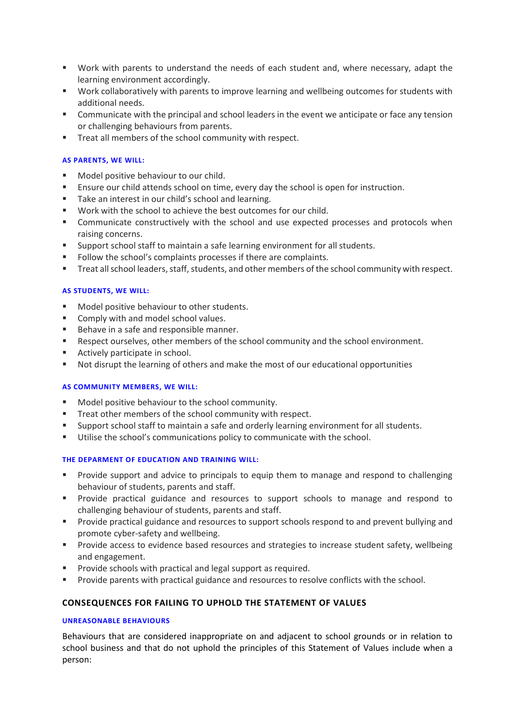- Work with parents to understand the needs of each student and, where necessary, adapt the learning environment accordingly.
- Work collaboratively with parents to improve learning and wellbeing outcomes for students with additional needs.
- Communicate with the principal and school leaders in the event we anticipate or face any tension or challenging behaviours from parents.
- Treat all members of the school community with respect.

#### AS PARENTS, WE WILL:

- Model positive behaviour to our child.
- Ensure our child attends school on time, every day the school is open for instruction.
- Take an interest in our child's school and learning.
- Work with the school to achieve the best outcomes for our child.
- Communicate constructively with the school and use expected processes and protocols when raising concerns.
- Support school staff to maintain a safe learning environment for all students.
- Follow the school's complaints processes if there are complaints.
- Treat all school leaders, staff, students, and other members of the school community with respect.

#### AS STUDENTS, WE WILL:

- Model positive behaviour to other students.
- Comply with and model school values.
- Behave in a safe and responsible manner.
- Respect ourselves, other members of the school community and the school environment.
- Actively participate in school.
- Not disrupt the learning of others and make the most of our educational opportunities

#### AS COMMUNITY MEMBERS, WE WILL:

- Model positive behaviour to the school community.
- Treat other members of the school community with respect.
- Support school staff to maintain a safe and orderly learning environment for all students.
- Utilise the school's communications policy to communicate with the school.

#### THE DEPARMENT OF EDUCATION AND TRAINING WILL:

- Provide support and advice to principals to equip them to manage and respond to challenging behaviour of students, parents and staff.
- Provide practical guidance and resources to support schools to manage and respond to challenging behaviour of students, parents and staff.
- Provide practical guidance and resources to support schools respond to and prevent bullying and promote cyber-safety and wellbeing.
- Provide access to evidence based resources and strategies to increase student safety, wellbeing and engagement.
- Provide schools with practical and legal support as required.
- Provide parents with practical guidance and resources to resolve conflicts with the school.

### CONSEQUENCES FOR FAILING TO UPHOLD THE STATEMENT OF VALUES

#### UNREASONABLE BEHAVIOURS

Behaviours that are considered inappropriate on and adjacent to school grounds or in relation to school business and that do not uphold the principles of this Statement of Values include when a person: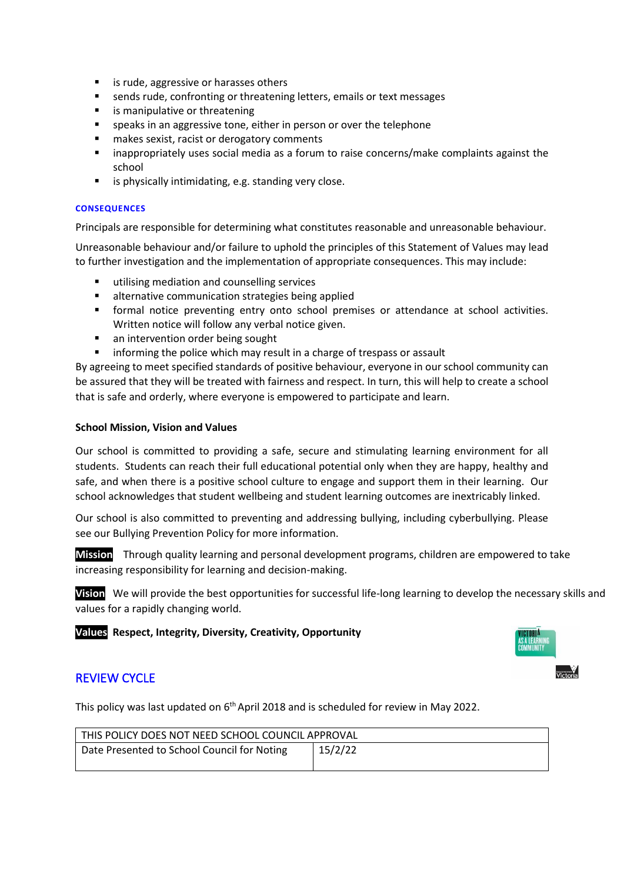- is rude, aggressive or harasses others
- sends rude, confronting or threatening letters, emails or text messages
- is manipulative or threatening
- speaks in an aggressive tone, either in person or over the telephone
- makes sexist, racist or derogatory comments
- inappropriately uses social media as a forum to raise concerns/make complaints against the school
- is physically intimidating, e.g. standing very close.

### CONSEQUENCES

Principals are responsible for determining what constitutes reasonable and unreasonable behaviour.

Unreasonable behaviour and/or failure to uphold the principles of this Statement of Values may lead to further investigation and the implementation of appropriate consequences. This may include:

- utilising mediation and counselling services
- alternative communication strategies being applied
- formal notice preventing entry onto school premises or attendance at school activities. Written notice will follow any verbal notice given.
- an intervention order being sought
- informing the police which may result in a charge of trespass or assault

By agreeing to meet specified standards of positive behaviour, everyone in our school community can be assured that they will be treated with fairness and respect. In turn, this will help to create a school that is safe and orderly, where everyone is empowered to participate and learn.

**School Mission, Vision and Values**

Our school is committed to providing a safe, secure and stimulating learning environment for all students. Students can reach their full educational potential only when they are happy, healthy and safe, and when there is a positive school culture to engage and support them in their learning. Our school acknowledges that student wellbeing and student learning outcomes are inextricably linked.

Our school is also committed to preventing and addressing bullying, including cyberbullying. Please see our Bullying Prevention Policy for more information.

**Mission** Through quality learning and personal development programs, children are empowered to take increasing responsibility for learning and decision-making.

**Vision** We will provide the best opportunities for successful life-long learning to develop the necessary skills and values for a rapidly changing world.

**Values** **Respect, Integrity, Diversity, Creativity, Opportunity**

## REVIEW CYCLE

This policy was last updated on 6th April 2018 and is scheduled for review in May 2022.

| THIS POLICY DOES NOT NEED SCHOOL COUNCIL APPROVAL | |
|---|---|
| Date Presented to School Council for Noting | 15/2/22 |